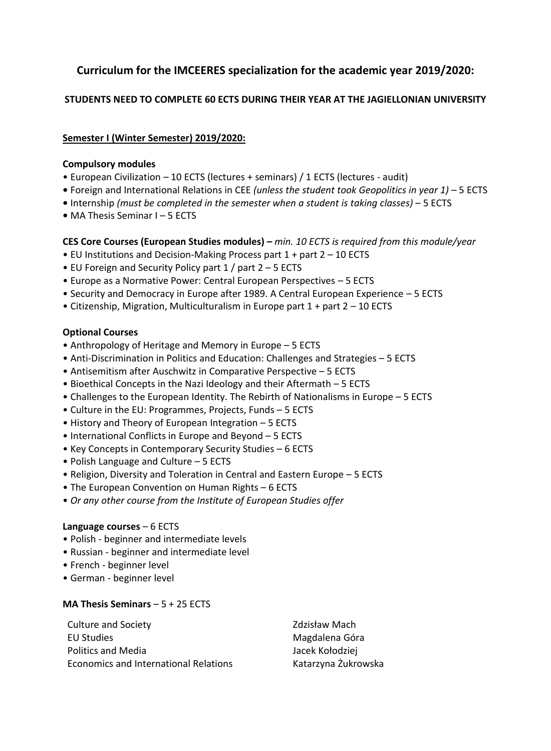# Curriculum for the IMCEERES specialization for the academic year 2019/2020:

### STUDENTS NEED TO COMPLETE 60 ECTS DURING THEIR YEAR AT THE JAGIELLONIAN UNIVERSITY

## Semester I (Winter Semester) 2019/2020:

**Compulsory modules**

- European Civilization – 10 ECTS (lectures + seminars) / 1 ECTS (lectures - audit)
- Foreign and International Relations in CEE *(unless the student took Geopolitics in year 1)* – 5 ECTS
- Internship *(must be completed in the semester when a student is taking classes)* – 5 ECTS
- MA Thesis Seminar I – 5 ECTS

**CES Core Courses (European Studies modules) –** *min. 10 ECTS is required from this module/year*

- EU Institutions and Decision-Making Process part 1 + part 2 – 10 ECTS
- EU Foreign and Security Policy part 1 / part 2 – 5 ECTS
- Europe as a Normative Power: Central European Perspectives – 5 ECTS
- Security and Democracy in Europe after 1989. A Central European Experience – 5 ECTS
- Citizenship, Migration, Multiculturalism in Europe part 1 + part 2 – 10 ECTS

**Optional Courses**

- Anthropology of Heritage and Memory in Europe – 5 ECTS
- Anti-Discrimination in Politics and Education: Challenges and Strategies – 5 ECTS
- Antisemitism after Auschwitz in Comparative Perspective – 5 ECTS
- Bioethical Concepts in the Nazi Ideology and their Aftermath – 5 ECTS
- Challenges to the European Identity. The Rebirth of Nationalisms in Europe – 5 ECTS
- Culture in the EU: Programmes, Projects, Funds – 5 ECTS
- History and Theory of European Integration – 5 ECTS
- International Conflicts in Europe and Beyond – 5 ECTS
- Key Concepts in Contemporary Security Studies – 6 ECTS
- Polish Language and Culture – 5 ECTS
- Religion, Diversity and Toleration in Central and Eastern Europe – 5 ECTS
- The European Convention on Human Rights – 6 ECTS
- *Or any other course from the Institute of European Studies offer*

**Language courses** – 6 ECTS

- Polish - beginner and intermediate levels
- Russian - beginner and intermediate level
- French - beginner level
- German - beginner level

**MA Thesis Seminars** – 5 + 25 ECTS

| | |
|---|---|
| Culture and Society | Zdzisław Mach |
| EU Studies | Magdalena Góra |
| Politics and Media | Jacek Kołodziej |
| Economics and International Relations | Katarzyna Żukrowska |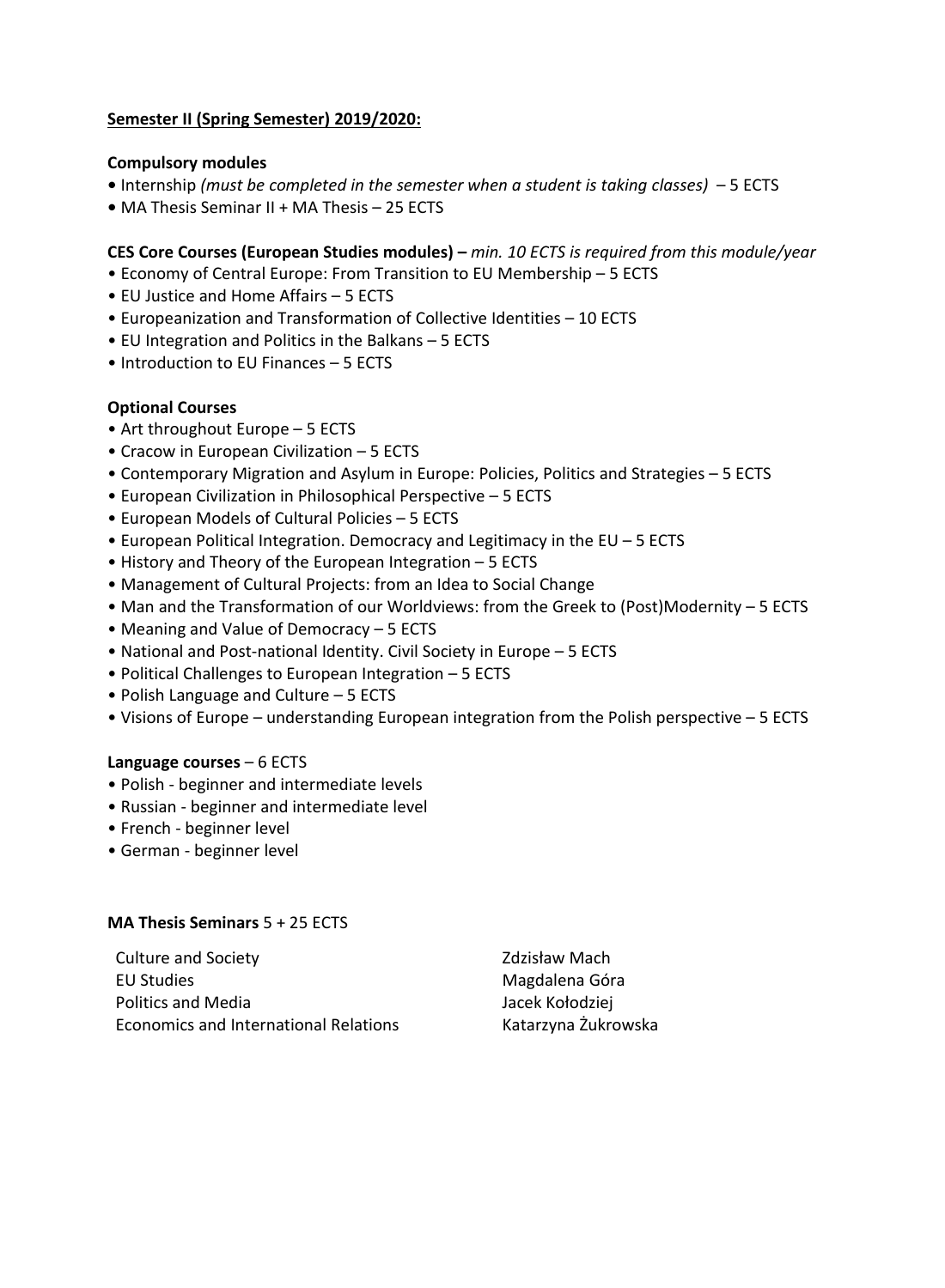**Semester II (Spring Semester) 2019/2020:**

**Compulsory modules**

- Internship *(must be completed in the semester when a student is taking classes)* – 5 ECTS
- MA Thesis Seminar II + MA Thesis – 25 ECTS

**CES Core Courses (European Studies modules) –** *min. 10 ECTS is required from this module/year*

- Economy of Central Europe: From Transition to EU Membership – 5 ECTS
- EU Justice and Home Affairs – 5 ECTS
- Europeanization and Transformation of Collective Identities – 10 ECTS
- EU Integration and Politics in the Balkans – 5 ECTS
- Introduction to EU Finances – 5 ECTS

**Optional Courses**

- Art throughout Europe – 5 ECTS
- Cracow in European Civilization – 5 ECTS
- Contemporary Migration and Asylum in Europe: Policies, Politics and Strategies – 5 ECTS
- European Civilization in Philosophical Perspective – 5 ECTS
- European Models of Cultural Policies – 5 ECTS
- European Political Integration. Democracy and Legitimacy in the EU – 5 ECTS
- History and Theory of the European Integration – 5 ECTS
- Management of Cultural Projects: from an Idea to Social Change
- Man and the Transformation of our Worldviews: from the Greek to (Post)Modernity – 5 ECTS
- Meaning and Value of Democracy – 5 ECTS
- National and Post-national Identity. Civil Society in Europe – 5 ECTS
- Political Challenges to European Integration – 5 ECTS
- Polish Language and Culture – 5 ECTS
- Visions of Europe – understanding European integration from the Polish perspective – 5 ECTS

**Language courses** – 6 ECTS

- Polish - beginner and intermediate levels
- Russian - beginner and intermediate level
- French - beginner level
- German - beginner level

**MA Thesis Seminars** 5 + 25 ECTS

| | |
|---|---|
| Culture and Society | Zdzisław Mach |
| EU Studies | Magdalena Góra |
| Politics and Media | Jacek Kołodziej |
| Economics and International Relations | Katarzyna Żukrowska |